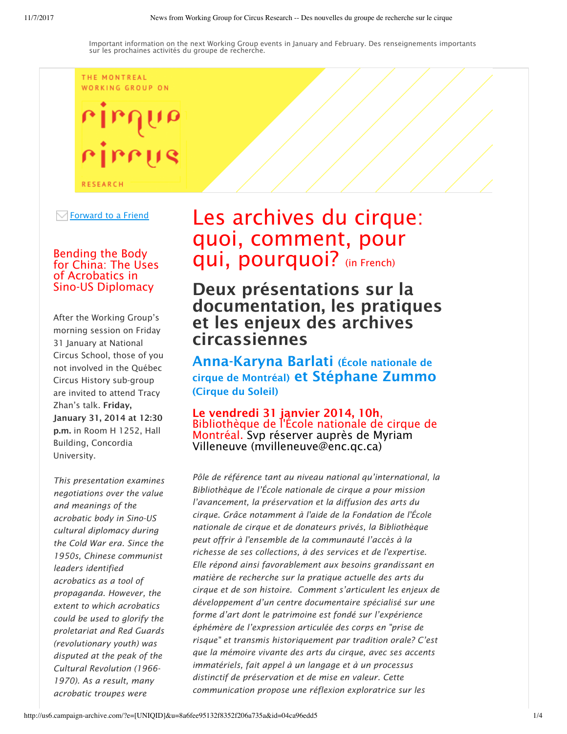Important information on the next Working Group events in January and February. Des renseignements importants sur les prochaines activités du groupe de recherche.

THE MONTREAL WORKING GROUP ON CIRQUE CIRCUS RESEARCH

Forward to a Friend

# Les archives du cirque: quoi, comment, pour qui, pourquoi? (in French)

## Deux présentations sur la documentation, les pratiques et les enjeux des archives circassiennes

### Anna-Karyna Barlati (École nationale de cirque de Montréal) et Stéphane Zummo (Cirque du Soleil)

**Le vendredi 31 janvier 2014, 10h,** Bibliothèque de l'École nationale de cirque de Montréal. Svp réserver auprès de Myriam Villeneuve (mvilleneuve@enc.qc.ca)

*Pôle de référence tant au niveau national qu'international, la Bibliothèque de l'École nationale de cirque a pour mission l'avancement, la préservation et la diffusion des arts du cirque. Grâce notamment à l'aide de la Fondation de l'École nationale de cirque et de donateurs privés, la Bibliothèque peut offrir à l'ensemble de la communauté l'accès à la richesse de ses collections, à des services et de l'expertise. Elle répond ainsi favorablement aux besoins grandissant en matière de recherche sur la pratique actuelle des arts du cirque et de son histoire. Comment s'articulent les enjeux de développement d'un centre documentaire spécialisé sur une forme d'art dont le patrimoine est fondé sur l'expérience éphémère de l'expression articulée des corps en "prise de risque" et transmis historiquement par tradition orale? C'est que la mémoire vivante des arts du cirque, avec ses accents immatériels, fait appel à un langage et à un processus distinctif de préservation et de mise en valeur. Cette communication propose une réflexion exploratrice sur les*

## Bending the Body for China: The Uses of Acrobatics in Sino-US Diplomacy

After the Working Group's morning session on Friday 31 January at National Circus School, those of you not involved in the Québec Circus History sub-group are invited to attend Tracy Zhan's talk. **Friday, January 31, 2014 at 12:30 p.m.** in Room H 1252, Hall Building, Concordia University.

*This presentation examines negotiations over the value and meanings of the acrobatic body in Sino-US cultural diplomacy during the Cold War era. Since the 1950s, Chinese communist leaders identified acrobatics as a tool of propaganda. However, the extent to which acrobatics could be used to glorify the proletariat and Red Guards (revolutionary youth) was disputed at the peak of the Cultural Revolution (1966-1970). As a result, many acrobatic troupes were*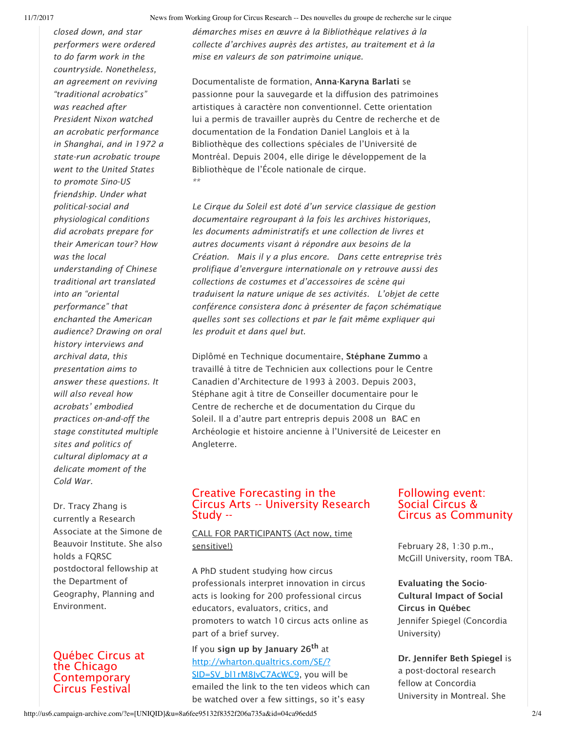*closed down, and star performers were ordered to do farm work in the countryside. Nonetheless, an agreement on reviving "traditional acrobatics" was reached after President Nixon watched an acrobatic performance in Shanghai, and in 1972 a state-run acrobatic troupe went to the United States to promote Sino-US friendship. Under what political-social and physiological conditions did acrobats prepare for their American tour? How was the local understanding of Chinese traditional art translated into an "oriental performance" that enchanted the American audience? Drawing on oral history interviews and archival data, this presentation aims to answer these questions. It will also reveal how acrobats' embodied practices on-and-off the stage constituted multiple sites and politics of cultural diplomacy at a delicate moment of the Cold War.*

Dr. Tracy Zhang is currently a Research Associate at the Simone de Beauvoir Institute. She also holds a FQRSC postdoctoral fellowship at the Department of Geography, Planning and Environment.

## Québec Circus at the Chicago Contemporary Circus Festival

*démarches mises en œuvre à la Bibliothèque relatives à la collecte d'archives auprès des artistes, au traitement et à la mise en valeurs de son patrimoine unique.*

Documentaliste de formation, **Anna-Karyna Barlati** se passionne pour la sauvegarde et la diffusion des patrimoines artistiques à caractère non conventionnel. Cette orientation lui a permis de travailler auprès du Centre de recherche et de documentation de la Fondation Daniel Langlois et à la Bibliothèque des collections spéciales de l'Université de Montréal. Depuis 2004, elle dirige le développement de la Bibliothèque de l'École nationale de cirque.

*\*\**

*Le Cirque du Soleil est doté d'un service classique de gestion documentaire regroupant à la fois les archives historiques, les documents administratifs et une collection de livres et autres documents visant à répondre aux besoins de la Création. Mais il y a plus encore. Dans cette entreprise très prolifique d'envergure internationale on y retrouve aussi des collections de costumes et d'accessoires de scène qui traduisent la nature unique de ses activités. L'objet de cette conférence consistera donc à présenter de façon schématique quelles sont ses collections et par le fait même expliquer qui les produit et dans quel but.*

Diplômé en Technique documentaire, **Stéphane Zummo** a travaillé à titre de Technicien aux collections pour le Centre Canadien d'Architecture de 1993 à 2003. Depuis 2003, Stéphane agit à titre de Conseiller documentaire pour le Centre de recherche et de documentation du Cirque du Soleil. Il a d'autre part entrepris depuis 2008 un BAC en Archéologie et histoire ancienne à l'Université de Leicester en Angleterre.

## Creative Forecasting in the Circus Arts -- University Research Study --

CALL FOR PARTICIPANTS (Act now, time sensitive!)

A PhD student studying how circus professionals interpret innovation in circus acts is looking for 200 professional circus educators, evaluators, critics, and promoters to watch 10 circus acts online as part of a brief survey.

If you **sign up by January 26th** at http://wharton.qualtrics.com/SE/?SID=SV_bl1rM8JvC7AcWC9, you will be emailed the link to the ten videos which can be watched over a few sittings, so it's easy

## Following event: Social Circus & Circus as Community

February 28, 1:30 p.m., McGill University, room TBA.

**Evaluating the Socio-Cultural Impact of Social Circus in Québec**
Jennifer Spiegel (Concordia University)

**Dr. Jennifer Beth Spiegel** is a post-doctoral research fellow at Concordia University in Montreal. She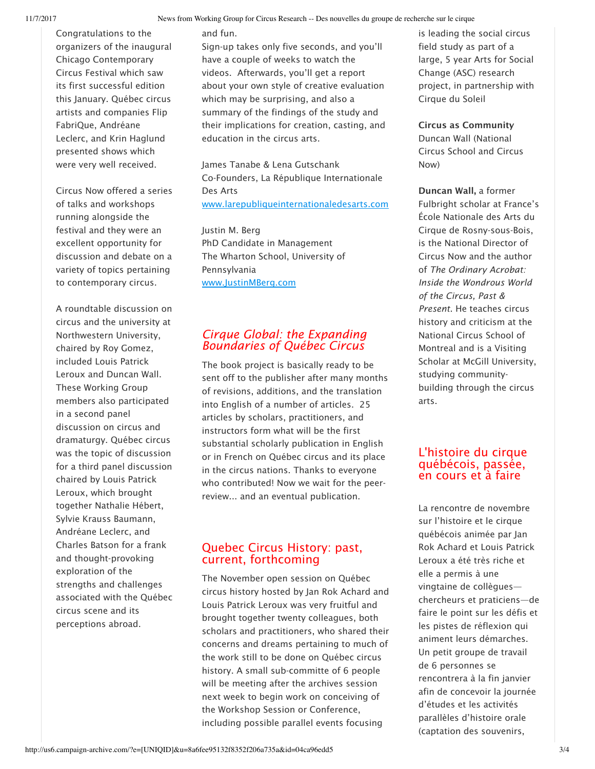Congratulations to the organizers of the inaugural Chicago Contemporary Circus Festival which saw its first successful edition this January. Québec circus artists and companies Flip FabriQue, Andréane Leclerc, and Krin Haglund presented shows which were very well received.

Circus Now offered a series of talks and workshops running alongside the festival and they were an excellent opportunity for discussion and debate on a variety of topics pertaining to contemporary circus.

A roundtable discussion on circus and the university at Northwestern University, chaired by Roy Gomez, included Louis Patrick Leroux and Duncan Wall. These Working Group members also participated in a second panel discussion on circus and dramaturgy. Québec circus was the topic of discussion for a third panel discussion chaired by Louis Patrick Leroux, which brought together Nathalie Hébert, Sylvie Krauss Baumann, Andréane Leclerc, and Charles Batson for a frank and thought-provoking exploration of the strengths and challenges associated with the Québec circus scene and its perceptions abroad.

and fun.
Sign-up takes only five seconds, and you'll have a couple of weeks to watch the videos. Afterwards, you'll get a report about your own style of creative evaluation which may be surprising, and also a summary of the findings of the study and their implications for creation, casting, and education in the circus arts.

James Tanabe & Lena Gutschank
Co-Founders, La République Internationale Des Arts
[www.larepubliqueinternationaledesarts.com](http://www.larepubliqueinternationaledesarts.com)

Justin M. Berg
PhD Candidate in Management
The Wharton School, University of Pennsylvania
[www.JustinMBerg.com](http://www.JustinMBerg.com)

## *Cirque Global: the Expanding Boundaries of Québec Circus*

The book project is basically ready to be sent off to the publisher after many months of revisions, additions, and the translation into English of a number of articles. 25 articles by scholars, practitioners, and instructors form what will be the first substantial scholarly publication in English or in French on Québec circus and its place in the circus nations. Thanks to everyone who contributed! Now we wait for the peer-review... and an eventual publication.

## Quebec Circus History: past, current, forthcoming

The November open session on Québec circus history hosted by Jan Rok Achard and Louis Patrick Leroux was very fruitful and brought together twenty colleagues, both scholars and practitioners, who shared their concerns and dreams pertaining to much of the work still to be done on Québec circus history. A small sub-committe of 6 people will be meeting after the archives session next week to begin work on conceiving of the Workshop Session or Conference, including possible parallel events focusing

is leading the social circus field study as part of a large, 5 year Arts for Social Change (ASC) research project, in partnership with Cirque du Soleil

**Circus as Community**
Duncan Wall (National Circus School and Circus Now)

**Duncan Wall,** a former Fulbright scholar at France's École Nationale des Arts du Cirque de Rosny-sous-Bois, is the National Director of Circus Now and the author of *The Ordinary Acrobat: Inside the Wondrous World of the Circus, Past & Present.* He teaches circus history and criticism at the National Circus School of Montreal and is a Visiting Scholar at McGill University, studying community-building through the circus arts.

## L'histoire du cirque québécois, passée, en cours et à faire

La rencontre de novembre sur l'histoire et le cirque québécois animée par Jan Rok Achard et Louis Patrick Leroux a été très riche et elle a permis à une vingtaine de collègues—chercheurs et praticiens—de faire le point sur les défis et les pistes de réflexion qui animent leurs démarches. Un petit groupe de travail de 6 personnes se rencontrera à la fin janvier afin de concevoir la journée d'études et les activités parallèles d'histoire orale (captation des souvenirs,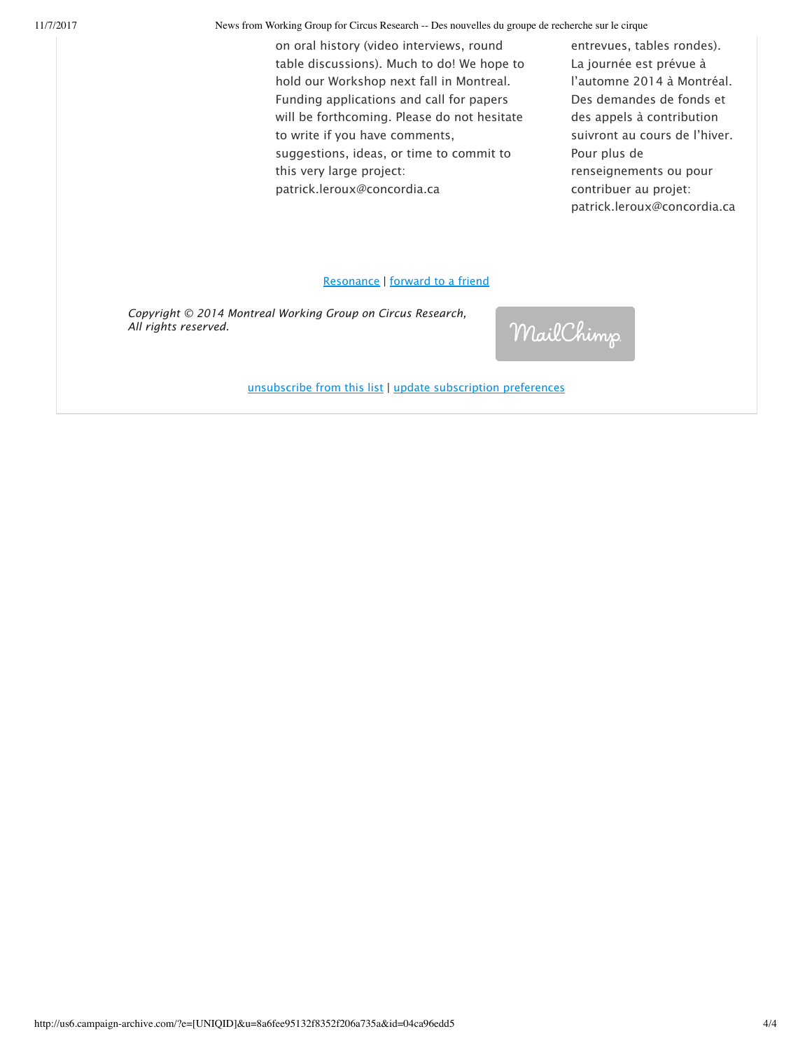on oral history (video interviews, round table discussions). Much to do! We hope to hold our Workshop next fall in Montreal. Funding applications and call for papers will be forthcoming. Please do not hesitate to write if you have comments, suggestions, ideas, or time to commit to this very large project: patrick.leroux@concordia.ca

entrevues, tables rondes). La journée est prévue à l'automne 2014 à Montréal. Des demandes de fonds et des appels à contribution suivront au cours de l'hiver. Pour plus de renseignements ou pour contribuer au projet: patrick.leroux@concordia.ca

Resonance | forward to a friend

*Copyright © 2014 Montreal Working Group on Circus Research, All rights reserved.*

MailChimp

unsubscribe from this list | update subscription preferences